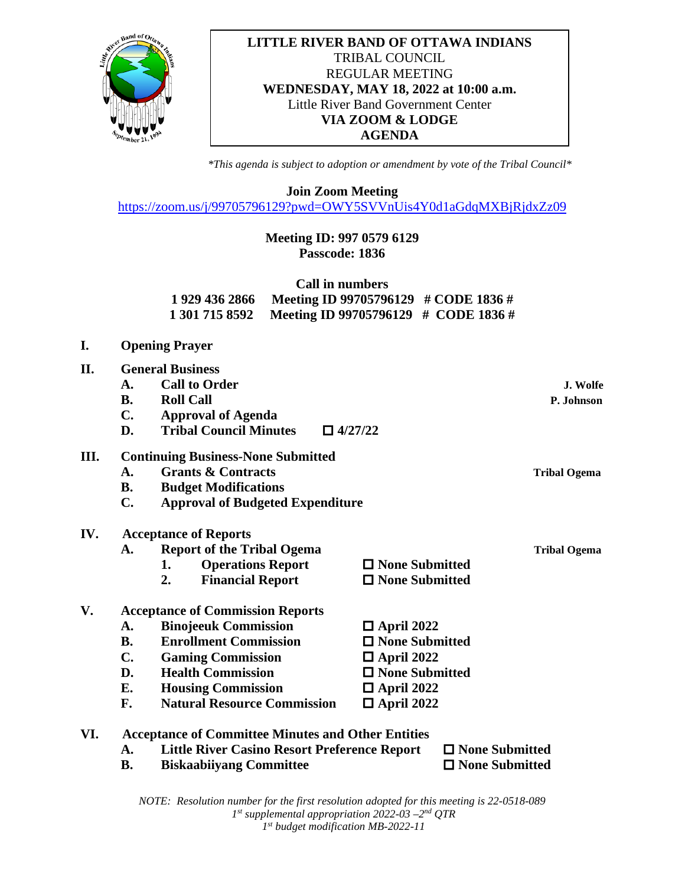**LITTLE RIVER BAND OF OTTAWA INDIANS**
TRIBAL COUNCIL
REGULAR MEETING
**WEDNESDAY, MAY 18, 2022 at 10:00 a.m.**
Little River Band Government Center
**VIA ZOOM & LODGE**
**AGENDA**

*\*This agenda is subject to adoption or amendment by vote of the Tribal Council\**

**Join Zoom Meeting**
https://zoom.us/j/99705796129?pwd=OWY5SVVnUis4Y0d1aGdqMXBjRjdxZz09

**Meeting ID: 997 0579 6129**
**Passcode: 1836**

**Call in numbers**
**1 929 436 2866 Meeting ID 99705796129 # CODE 1836 #**
**1 301 715 8592 Meeting ID 99705796129 # CODE 1836 #**

**I. Opening Prayer**

**II. General Business**
- **A. Call to Order** — **J. Wolfe**
- **B. Roll Call** — **P. Johnson**
- **C. Approval of Agenda**
- **D. Tribal Council Minutes** ☐ **4/27/22**

**III. Continuing Business-None Submitted**
- **A. Grants & Contracts** — **Tribal Ogema**
- **B. Budget Modifications**
- **C. Approval of Budgeted Expenditure**

**IV. Acceptance of Reports**
- **A. Report of the Tribal Ogema** — **Tribal Ogema**
  1. **Operations Report** ☐ **None Submitted**
  2. **Financial Report** ☐ **None Submitted**

**V. Acceptance of Commission Reports**
- **A. Binojeeuk Commission** ☐ **April 2022**
- **B. Enrollment Commission** ☐ **None Submitted**
- **C. Gaming Commission** ☐ **April 2022**
- **D. Health Commission** ☐ **None Submitted**
- **E. Housing Commission** ☐ **April 2022**
- **F. Natural Resource Commission** ☐ **April 2022**

**VI. Acceptance of Committee Minutes and Other Entities**
- **A. Little River Casino Resort Preference Report** ☐ **None Submitted**
- **B. Biskaabiiyang Committee** ☐ **None Submitted**

*NOTE: Resolution number for the first resolution adopted for this meeting is 22-0518-089*
*1st supplemental appropriation 2022-03 –2nd QTR*
*1st budget modification MB-2022-11*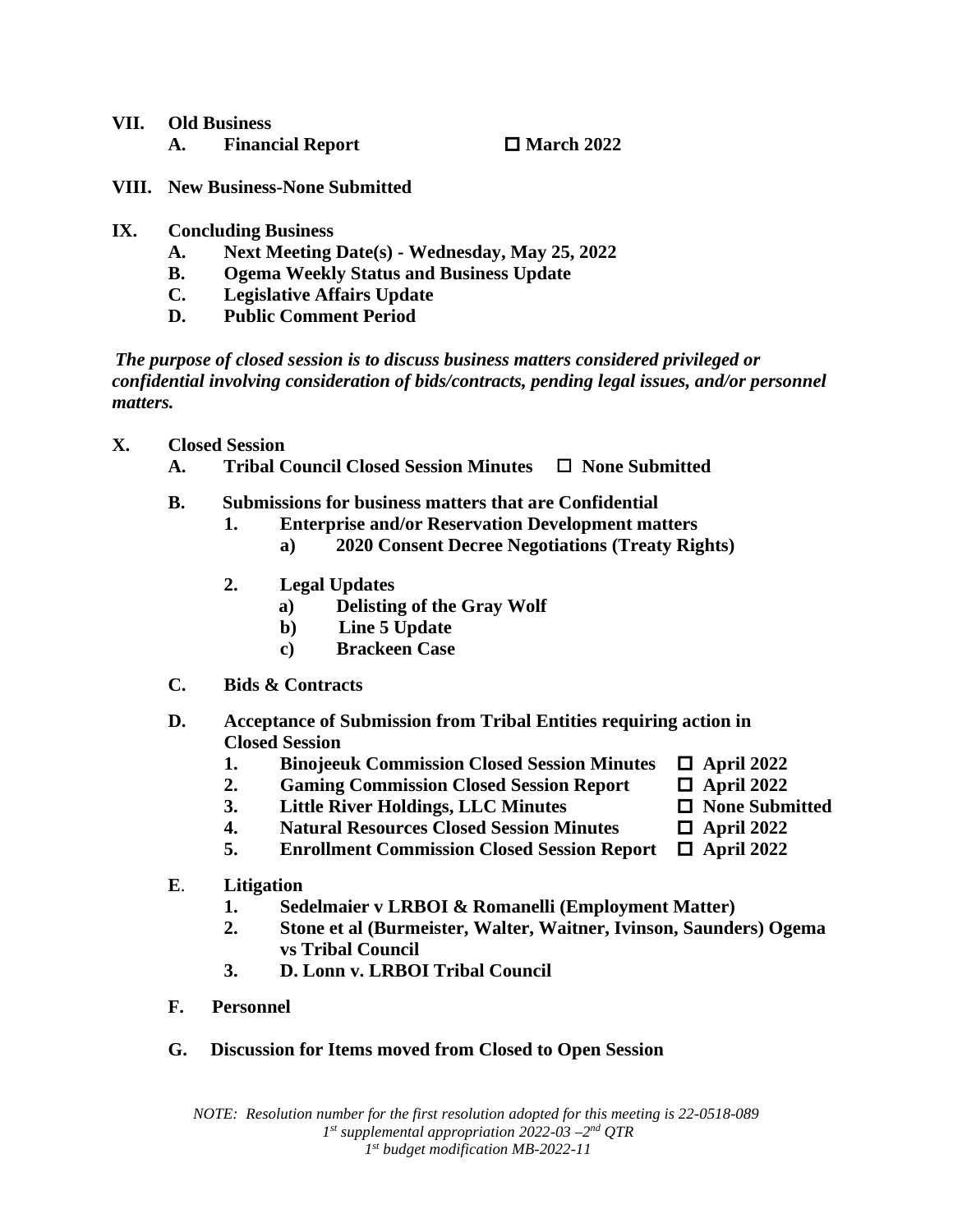**VII. Old Business**

**A. Financial Report** ☐ **March 2022**

**VIII. New Business-None Submitted**

**IX. Concluding Business**

**A. Next Meeting Date(s) - Wednesday, May 25, 2022**

**B. Ogema Weekly Status and Business Update**

**C. Legislative Affairs Update**

**D. Public Comment Period**

***The purpose of closed session is to discuss business matters considered privileged or confidential involving consideration of bids/contracts, pending legal issues, and/or personnel matters.***

**X. Closed Session**

**A. Tribal Council Closed Session Minutes** ☐ **None Submitted**

**B. Submissions for business matters that are Confidential**

**1. Enterprise and/or Reservation Development matters**

**a) 2020 Consent Decree Negotiations (Treaty Rights)**

**2. Legal Updates**

**a) Delisting of the Gray Wolf**

**b) Line 5 Update**

**c) Brackeen Case**

**C. Bids & Contracts**

**D. Acceptance of Submission from Tribal Entities requiring action in Closed Session**

**1. Binojeeuk Commission Closed Session Minutes** ☐ **April 2022**

**2. Gaming Commission Closed Session Report** ☐ **April 2022**

**3. Little River Holdings, LLC Minutes** ☐ **None Submitted**

**4. Natural Resources Closed Session Minutes** ☐ **April 2022**

**5. Enrollment Commission Closed Session Report** ☐ **April 2022**

**E. Litigation**

**1. Sedelmaier v LRBOI & Romanelli (Employment Matter)**

**2. Stone et al (Burmeister, Walter, Waitner, Ivinson, Saunders) Ogema vs Tribal Council**

**3. D. Lonn v. LRBOI Tribal Council**

**F. Personnel**

**G. Discussion for Items moved from Closed to Open Session**

*NOTE: Resolution number for the first resolution adopted for this meeting is 22-0518-089*
*1st supplemental appropriation 2022-03 – 2nd QTR*
*1st budget modification MB-2022-11*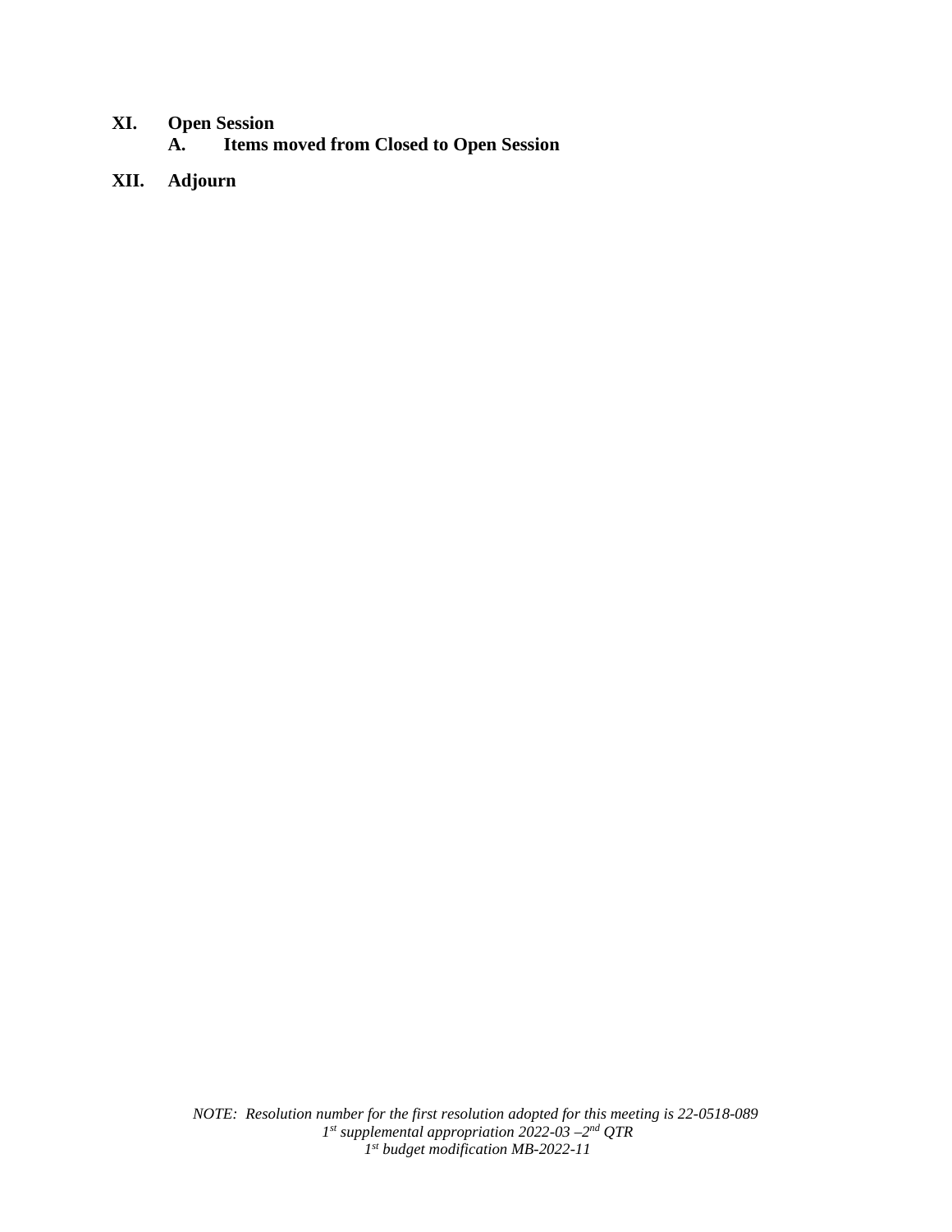**XI. Open Session**

**A. Items moved from Closed to Open Session**

**XII. Adjourn**

*NOTE: Resolution number for the first resolution adopted for this meeting is 22-0518-089*
*1st supplemental appropriation 2022-03 –2nd QTR*
*1st budget modification MB-2022-11*